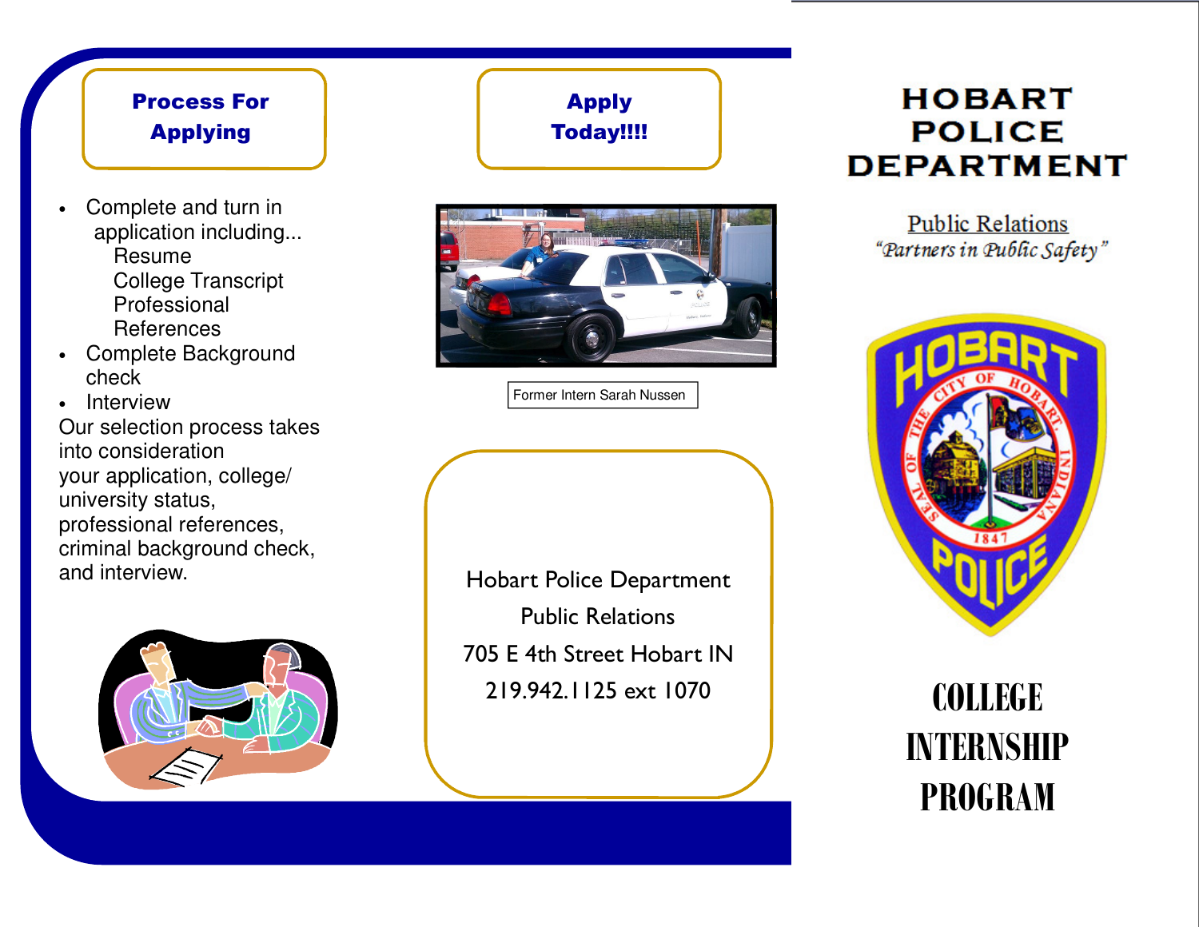## Process For Applying

- Complete and turn in application including...
  - Resume
  - College Transcript
  - Professional References
- Complete Background check
- Interview

Our selection process takes into consideration your application, college/ university status, professional references, criminal background check, and interview.

## Apply Today!!!!

Former Intern Sarah Nussen

Hobart Police Department
Public Relations
705 E 4th Street Hobart IN
219.942.1125 ext 1070

# HOBART POLICE DEPARTMENT

Public Relations
*"Partners in Public Safety"*

# COLLEGE INTERNSHIP PROGRAM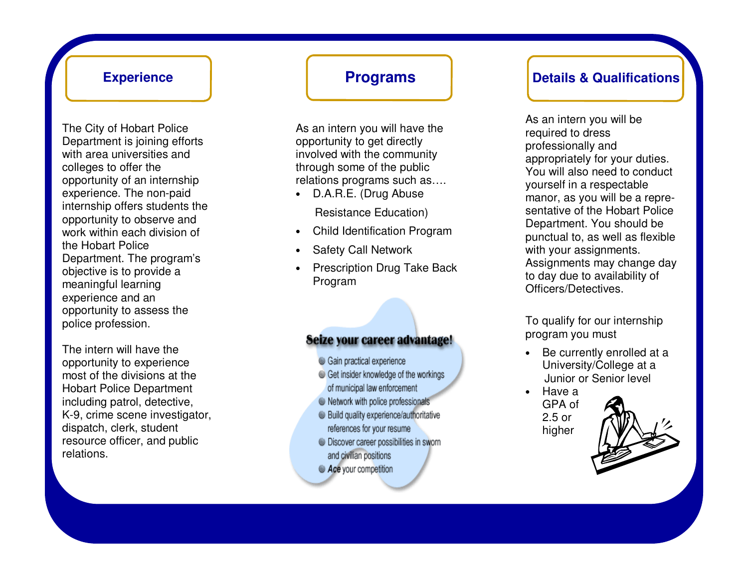## Experience

The City of Hobart Police Department is joining efforts with area universities and colleges to offer the opportunity of an internship experience. The non-paid internship offers students the opportunity to observe and work within each division of the Hobart Police Department. The program's objective is to provide a meaningful learning experience and an opportunity to assess the police profession.

The intern will have the opportunity to experience most of the divisions at the Hobart Police Department including patrol, detective, K-9, crime scene investigator, dispatch, clerk, student resource officer, and public relations.

## Programs

As an intern you will have the opportunity to get directly involved with the community through some of the public relations programs such as….

- D.A.R.E. (Drug Abuse Resistance Education)
- Child Identification Program
- Safety Call Network
- Prescription Drug Take Back Program

**Seize your career advantage!**

- Gain practical experience
- Get insider knowledge of the workings of municipal law enforcement
- Network with police professionals
- Build quality experience/authoritative references for your resume
- Discover career possibilities in sworn and civilian positions
- ***Ace*** your competition

## Details & Qualifications

As an intern you will be required to dress professionally and appropriately for your duties. You will also need to conduct yourself in a respectable manor, as you will be a representative of the Hobart Police Department. You should be punctual to, as well as flexible with your assignments. Assignments may change day to day due to availability of Officers/Detectives.

To qualify for our internship program you must

- Be currently enrolled at a University/College at a Junior or Senior level
- Have a GPA of 2.5 or higher